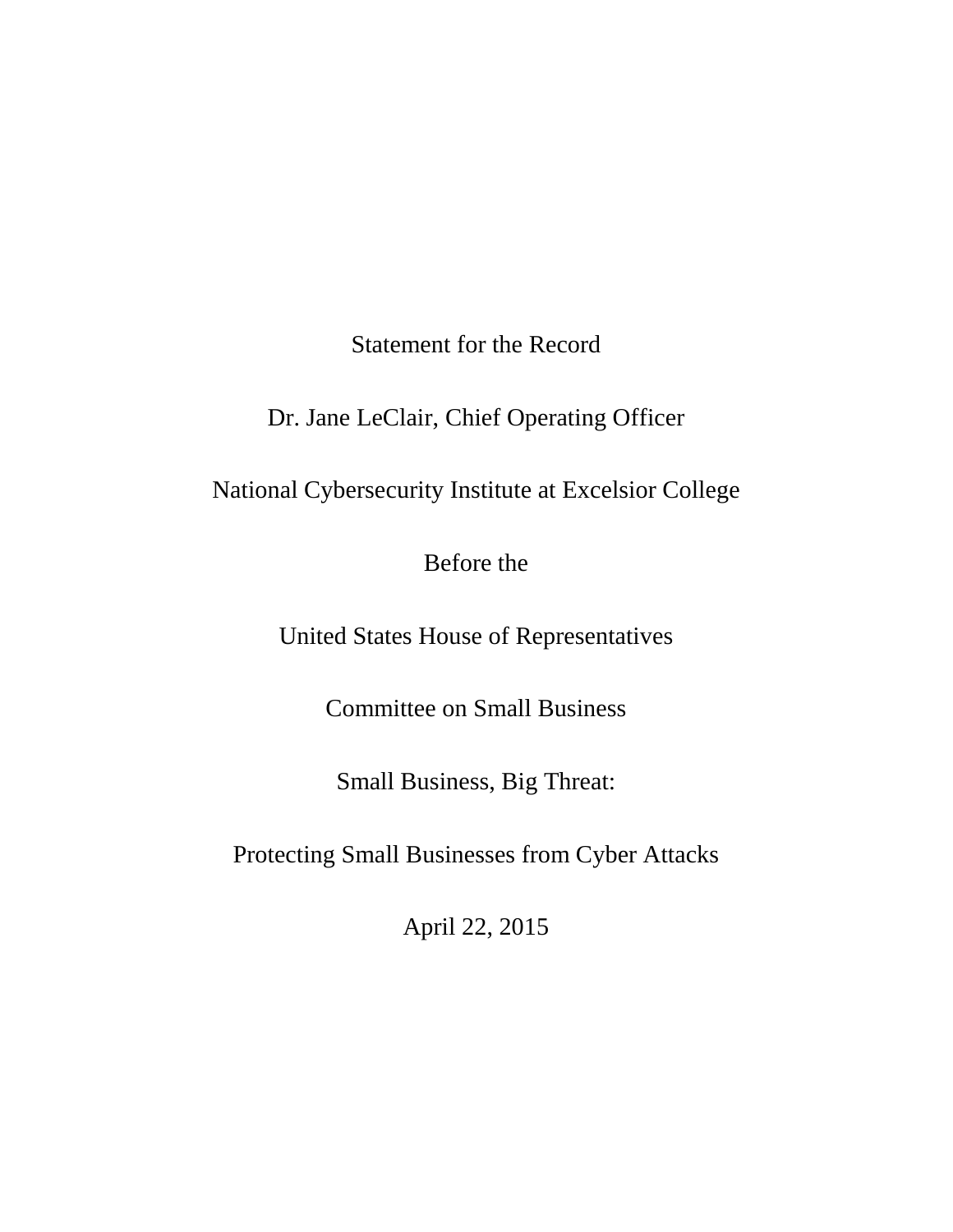Statement for the Record

Dr. Jane LeClair, Chief Operating Officer

National Cybersecurity Institute at Excelsior College

Before the

United States House of Representatives

Committee on Small Business

Small Business, Big Threat:

Protecting Small Businesses from Cyber Attacks

April 22, 2015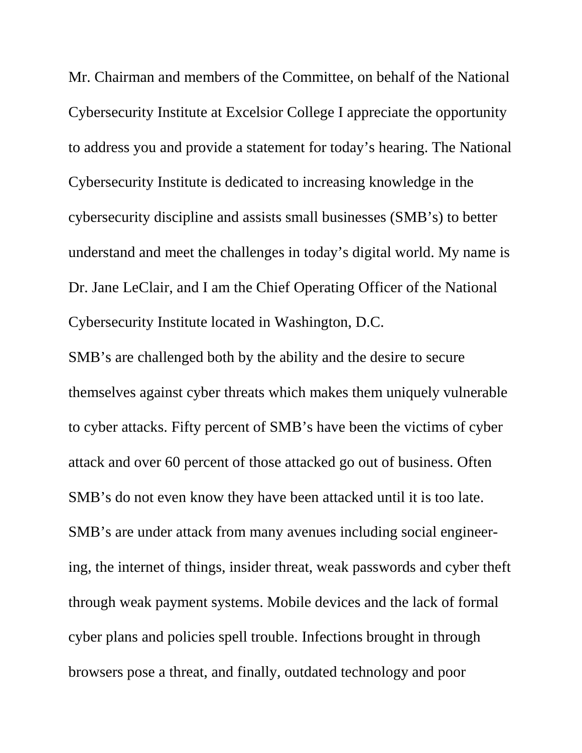Mr. Chairman and members of the Committee, on behalf of the National Cybersecurity Institute at Excelsior College I appreciate the opportunity to address you and provide a statement for today's hearing. The National Cybersecurity Institute is dedicated to increasing knowledge in the cybersecurity discipline and assists small businesses (SMB's) to better understand and meet the challenges in today's digital world. My name is Dr. Jane LeClair, and I am the Chief Operating Officer of the National Cybersecurity Institute located in Washington, D.C.

SMB's are challenged both by the ability and the desire to secure themselves against cyber threats which makes them uniquely vulnerable to cyber attacks. Fifty percent of SMB's have been the victims of cyber attack and over 60 percent of those attacked go out of business. Often SMB's do not even know they have been attacked until it is too late. SMB's are under attack from many avenues including social engineering, the internet of things, insider threat, weak passwords and cyber theft through weak payment systems. Mobile devices and the lack of formal cyber plans and policies spell trouble. Infections brought in through browsers pose a threat, and finally, outdated technology and poor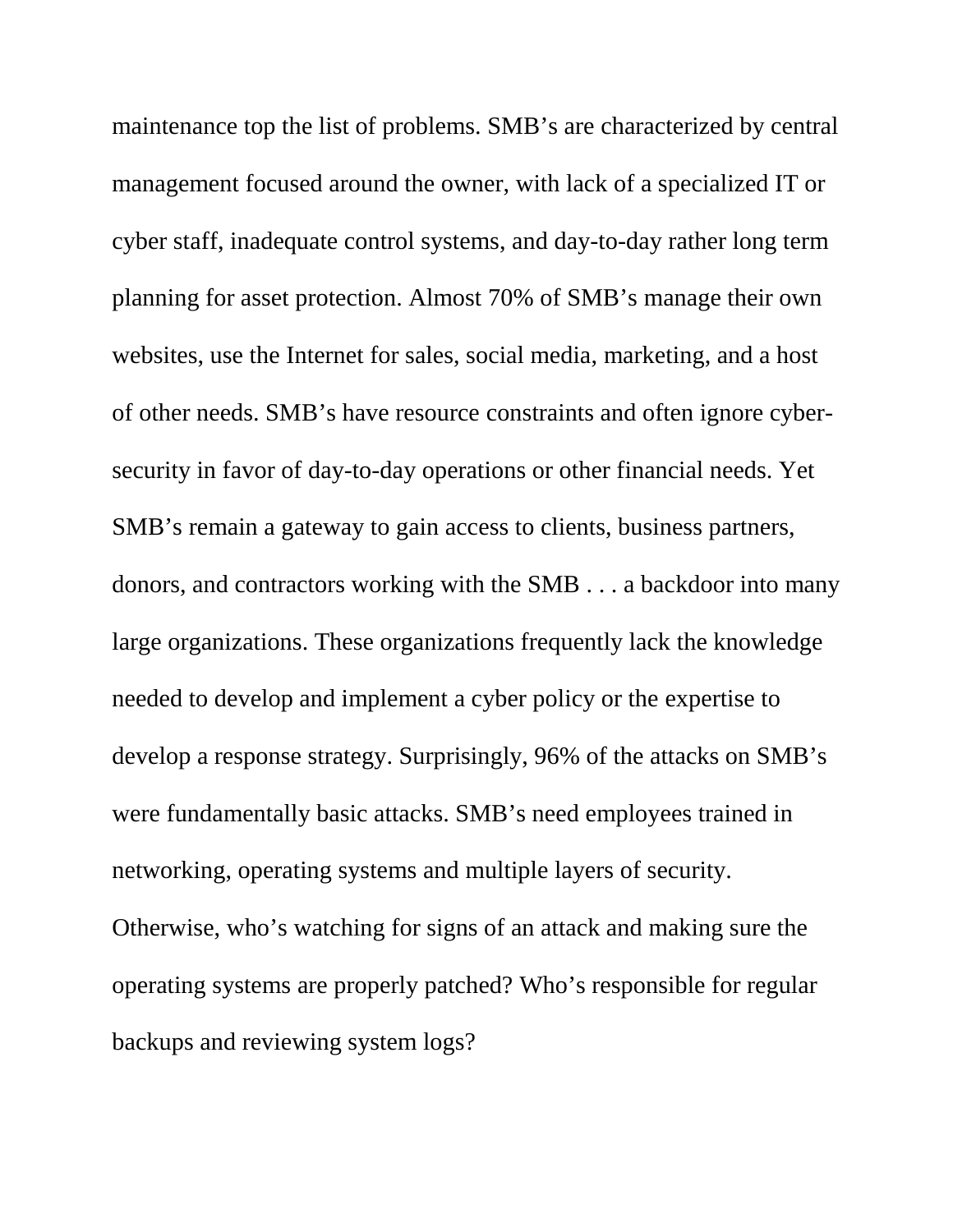maintenance top the list of problems. SMB's are characterized by central management focused around the owner, with lack of a specialized IT or cyber staff, inadequate control systems, and day-to-day rather long term planning for asset protection. Almost 70% of SMB's manage their own websites, use the Internet for sales, social media, marketing, and a host of other needs. SMB's have resource constraints and often ignore cyber-security in favor of day-to-day operations or other financial needs. Yet SMB's remain a gateway to gain access to clients, business partners, donors, and contractors working with the SMB . . . a backdoor into many large organizations. These organizations frequently lack the knowledge needed to develop and implement a cyber policy or the expertise to develop a response strategy. Surprisingly, 96% of the attacks on SMB's were fundamentally basic attacks. SMB's need employees trained in networking, operating systems and multiple layers of security. Otherwise, who's watching for signs of an attack and making sure the operating systems are properly patched? Who's responsible for regular backups and reviewing system logs?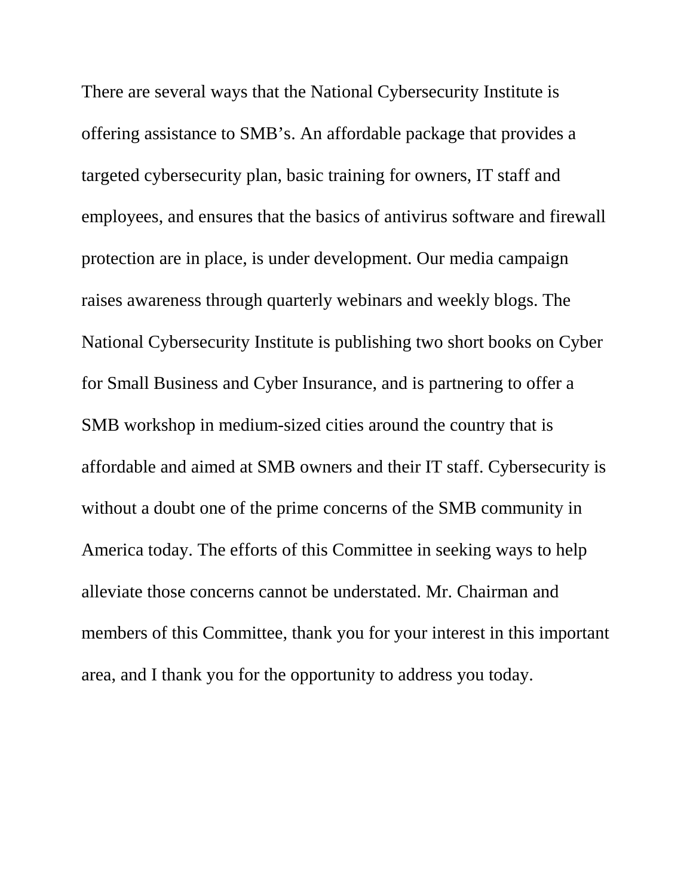There are several ways that the National Cybersecurity Institute is offering assistance to SMB's. An affordable package that provides a targeted cybersecurity plan, basic training for owners, IT staff and employees, and ensures that the basics of antivirus software and firewall protection are in place, is under development. Our media campaign raises awareness through quarterly webinars and weekly blogs. The National Cybersecurity Institute is publishing two short books on Cyber for Small Business and Cyber Insurance, and is partnering to offer a SMB workshop in medium-sized cities around the country that is affordable and aimed at SMB owners and their IT staff. Cybersecurity is without a doubt one of the prime concerns of the SMB community in America today. The efforts of this Committee in seeking ways to help alleviate those concerns cannot be understated. Mr. Chairman and members of this Committee, thank you for your interest in this important area, and I thank you for the opportunity to address you today.